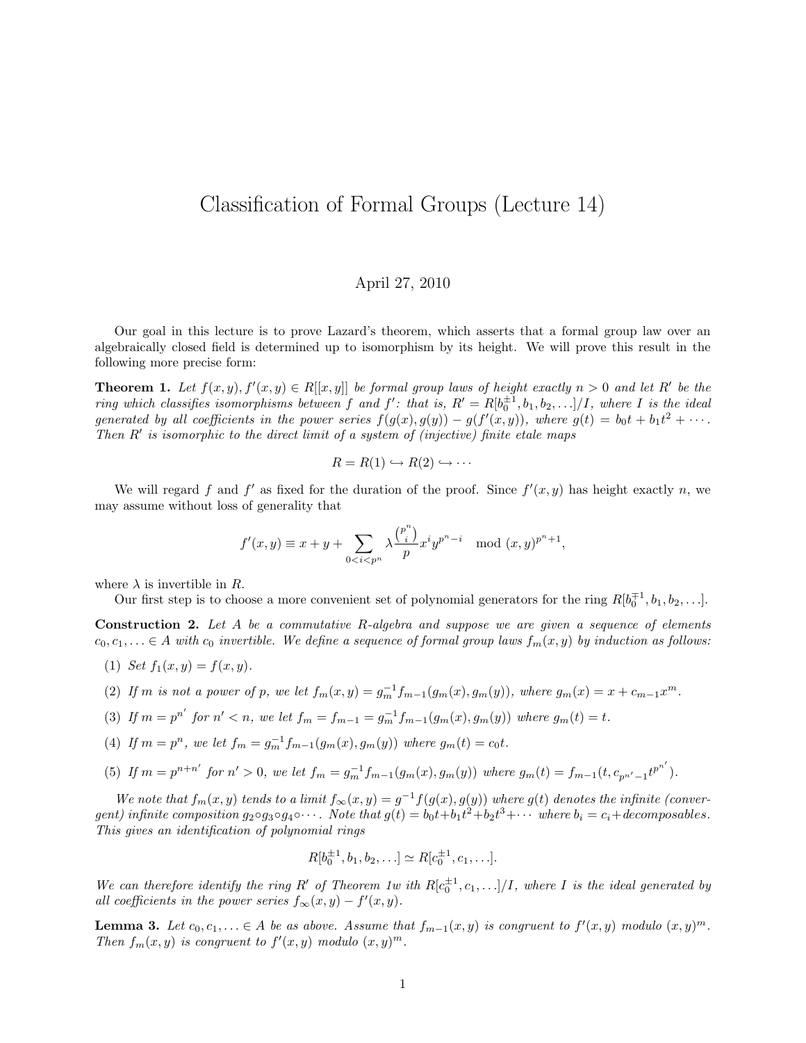# Classification of Formal Groups (Lecture 14)

April 27, 2010

Our goal in this lecture is to prove Lazard's theorem, which asserts that a formal group law over an algebraically closed field is determined up to isomorphism by its height. We will prove this result in the following more precise form:

**Theorem 1.** *Let $f(x, y), f'(x, y) \in R[[x, y]]$ be formal group laws of height exactly $n > 0$ and let $R'$ be the ring which classifies isomorphisms between $f$ and $f'$: that is, $R' = R[b_0^{\pm 1}, b_1, b_2, \ldots]/I$, where $I$ is the ideal generated by all coefficients in the power series $f(g(x), g(y)) - g(f'(x, y))$, where $g(t) = b_0 t + b_1 t^2 + \cdots$. Then $R'$ is isomorphic to the direct limit of a system of (injective) finite etale maps*

$$R = R(1) \hookrightarrow R(2) \hookrightarrow \cdots$$

We will regard $f$ and $f'$ as fixed for the duration of the proof. Since $f'(x, y)$ has height exactly $n$, we may assume without loss of generality that

$$f'(x, y) \equiv x + y + \sum_{0 < i < p^n} \lambda \frac{\binom{p^n}{i}}{p} x^i y^{p^n - i} \mod (x, y)^{p^n + 1},$$

where $\lambda$ is invertible in $R$.

Our first step is to choose a more convenient set of polynomial generators for the ring $R[b_0^{\mp 1}, b_1, b_2, \ldots]$.

**Construction 2.** *Let $A$ be a commutative $R$-algebra and suppose we are given a sequence of elements $c_0, c_1, \ldots \in A$ with $c_0$ invertible. We define a sequence of formal group laws $f_m(x, y)$ by induction as follows:*

1. *Set $f_1(x, y) = f(x, y)$.*
2. *If $m$ is not a power of $p$, we let $f_m(x, y) = g_m^{-1} f_{m-1}(g_m(x), g_m(y))$, where $g_m(x) = x + c_{m-1} x^m$.*
3. *If $m = p^{n'}$ for $n' < n$, we let $f_m = f_{m-1} = g_m^{-1} f_{m-1}(g_m(x), g_m(y))$ where $g_m(t) = t$.*
4. *If $m = p^n$, we let $f_m = g_m^{-1} f_{m-1}(g_m(x), g_m(y))$ where $g_m(t) = c_0 t$.*
5. *If $m = p^{n+n'}$ for $n' > 0$, we let $f_m = g_m^{-1} f_{m-1}(g_m(x), g_m(y))$ where $g_m(t) = f_{m-1}(t, c_{p^{n'}-1} t^{p^{n'}})$.*

*We note that $f_m(x, y)$ tends to a limit $f_\infty(x, y) = g^{-1} f(g(x), g(y))$ where $g(t)$ denotes the infinite (convergent) infinite composition $g_2 \circ g_3 \circ g_4 \circ \cdots$. Note that $g(t) = b_0 t + b_1 t^2 + b_2 t^3 + \cdots$ where $b_i = c_i$+decomposables. This gives an identification of polynomial rings*

$$R[b_0^{\pm 1}, b_1, b_2, \ldots] \simeq R[c_0^{\pm 1}, c_1, \ldots].$$

*We can therefore identify the ring $R'$ of Theorem 1w ith $R[c_0^{\pm 1}, c_1, \ldots]/I$, where $I$ is the ideal generated by all coefficients in the power series $f_\infty(x, y) - f'(x, y)$.*

**Lemma 3.** *Let $c_0, c_1, \ldots \in A$ be as above. Assume that $f_{m-1}(x, y)$ is congruent to $f'(x, y)$ modulo $(x, y)^m$. Then $f_m(x, y)$ is congruent to $f'(x, y)$ modulo $(x, y)^m$.*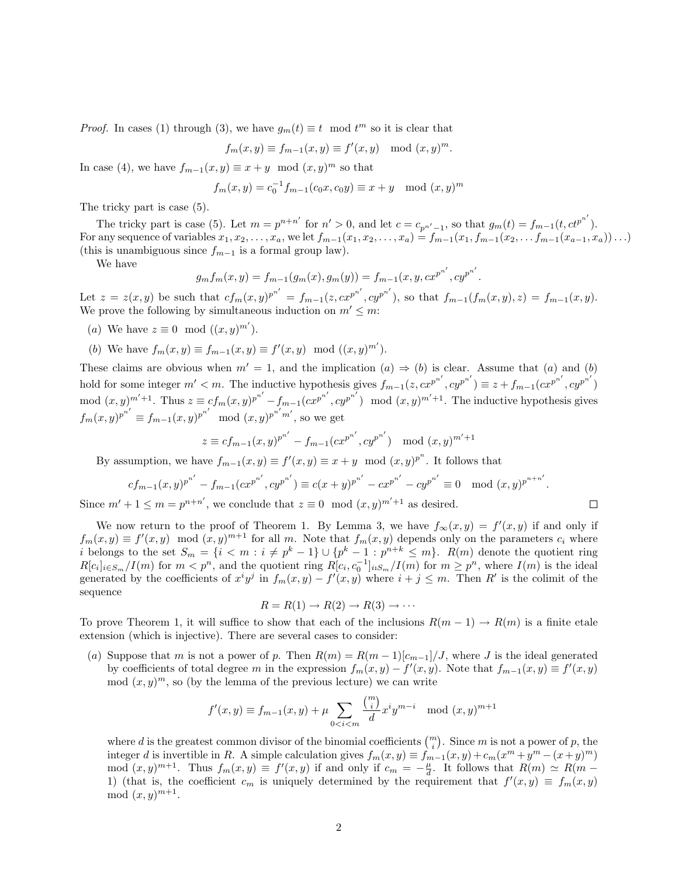*Proof.* In cases (1) through (3), we have $g_m(t) \equiv t \mod t^m$ so it is clear that

$$f_m(x, y) \equiv f_{m-1}(x, y) \equiv f'(x, y) \mod (x, y)^m.$$

In case (4), we have $f_{m-1}(x, y) \equiv x + y \mod (x, y)^m$ so that

$$f_m(x, y) = c_0^{-1} f_{m-1}(c_0 x, c_0 y) \equiv x + y \mod (x, y)^m$$

The tricky part is case (5).

The tricky part is case (5). Let $m = p^{n+n'}$ for $n' > 0$, and let $c = c_{p^{n'}-1}$, so that $g_m(t) = f_{m-1}(t, ct^{p^{n'}})$. For any sequence of variables $x_1, x_2, \ldots, x_a$, we let $f_{m-1}(x_1, x_2, \ldots, x_a) = f_{m-1}(x_1, f_{m-1}(x_2, \ldots f_{m-1}(x_{a-1}, x_a)) \ldots)$ (this is unambiguous since $f_{m-1}$ is a formal group law).

We have

$$g_m f_m(x, y) = f_{m-1}(g_m(x), g_m(y)) = f_{m-1}(x, y, cx^{p^{n'}}, cy^{p^{n'}}.$$

Let $z = z(x, y)$ be such that $cf_m(x, y)^{p^{n'}} = f_{m-1}(z, cx^{p^{n'}}, cy^{p^{n'}})$, so that $f_{m-1}(f_m(x, y), z) = f_{m-1}(x, y)$. We prove the following by simultaneous induction on $m' \leq m$:

(*a*) We have $z \equiv 0 \mod ((x, y)^{m'})$.

(*b*) We have $f_m(x, y) \equiv f_{m-1}(x, y) \equiv f'(x, y) \mod ((x, y)^{m'})$.

These claims are obvious when $m' = 1$, and the implication $(a) \Rightarrow (b)$ is clear. Assume that $(a)$ and $(b)$ hold for some integer $m' < m$. The inductive hypothesis gives $f_{m-1}(z, cx^{p^{n'}}, cy^{p^{n'}}) \equiv z + f_{m-1}(cx^{p^{n'}}, cy^{p^{n'}})$ mod $(x, y)^{m'+1}$. Thus $z \equiv cf_m(x, y)^{p^{n'}} - f_{m-1}(cx^{p^{n'}}, cy^{p^{n'}}) \mod (x, y)^{m'+1}$. The inductive hypothesis gives $f_m(x, y)^{p^{n'}} \equiv f_{m-1}(x, y)^{p^{n'}} \mod (x, y)^{p^{n'} m'}$, so we get

$$z \equiv cf_{m-1}(x, y)^{p^{n'}} - f_{m-1}(cx^{p^{n'}}, cy^{p^{n'}}) \mod (x, y)^{m'+1}$$

By assumption, we have $f_{m-1}(x, y) \equiv f'(x, y) \equiv x + y \mod (x, y)^{p^n}$. It follows that

$$cf_{m-1}(x, y)^{p^{n'}} - f_{m-1}(cx^{p^{n'}}, cy^{p^{n'}}) \equiv c(x + y)^{p^{n'}} - cx^{p^{n'}} - cy^{p^{n'}} \equiv 0 \mod (x, y)^{p^{n+n'}}.$$

Since $m' + 1 \leq m = p^{n+n'}$, we conclude that $z \equiv 0 \mod (x, y)^{m'+1}$ as desired. □

We now return to the proof of Theorem 1. By Lemma 3, we have $f_\infty(x, y) = f'(x, y)$ if and only if $f_m(x, y) \equiv f'(x, y) \mod (x, y)^{m+1}$ for all $m$. Note that $f_m(x, y)$ depends only on the parameters $c_i$ where $i$ belongs to the set $S_m = \{i < m : i \neq p^k - 1\} \cup \{p^k - 1 : p^{n+k} \leq m\}$. $R(m)$ denote the quotient ring $R[c_i]_{i \in S_m}/I(m)$ for $m < p^n$, and the quotient ring $R[c_i, c_0^{-1}]_{i \iota S_m}/I(m)$ for $m \geq p^n$, where $I(m)$ is the ideal generated by the coefficients of $x^i y^j$ in $f_m(x, y) - f'(x, y)$ where $i + j \leq m$. Then $R'$ is the colimit of the sequence

$$R = R(1) \to R(2) \to R(3) \to \cdots$$

To prove Theorem 1, it will suffice to show that each of the inclusions $R(m-1) \to R(m)$ is a finite etale extension (which is injective). There are several cases to consider:

(*a*) Suppose that $m$ is not a power of $p$. Then $R(m) = R(m-1)[c_{m-1}]/J$, where $J$ is the ideal generated by coefficients of total degree $m$ in the expression $f_m(x, y) - f'(x, y)$. Note that $f_{m-1}(x, y) \equiv f'(x, y)$ mod $(x, y)^m$, so (by the lemma of the previous lecture) we can write

$$f'(x, y) \equiv f_{m-1}(x, y) + \mu \sum_{0 < i < m} \frac{\binom{m}{i}}{d} x^i y^{m-i} \mod (x, y)^{m+1}$$

where $d$ is the greatest common divisor of the binomial coefficients $\binom{m}{i}$. Since $m$ is not a power of $p$, the integer $d$ is invertible in $R$. A simple calculation gives $f_m(x, y) \equiv f_{m-1}(x, y) + c_m(x^m + y^m - (x+y)^m)$ mod $(x, y)^{m+1}$. Thus $f_m(x, y) \equiv f'(x, y)$ if and only if $c_m = -\frac{\mu}{d}$. It follows that $R(m) \simeq R(m-1)$ (that is, the coefficient $c_m$ is uniquely determined by the requirement that $f'(x, y) \equiv f_m(x, y)$ mod $(x, y)^{m+1}$.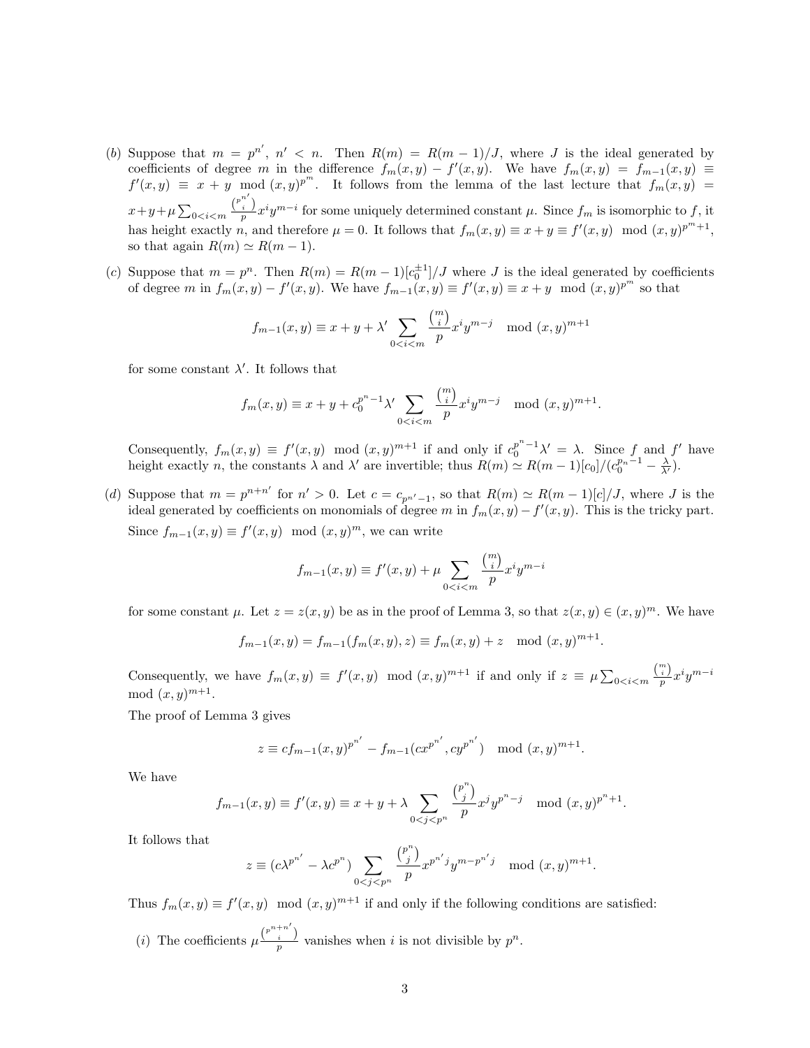(*b*) Suppose that $m = p^{n'}$, $n' < n$. Then $R(m) = R(m-1)/J$, where $J$ is the ideal generated by coefficients of degree $m$ in the difference $f_m(x,y) - f'(x,y)$. We have $f_m(x,y) = f_{m-1}(x,y) \equiv f'(x,y) \equiv x + y \mod (x,y)^{p^m}$. It follows from the lemma of the last lecture that $f_m(x,y) = x + y + \mu \sum_{0<i<m} \frac{\binom{p^{n'}}{i}}{p} x^i y^{m-i}$ for some uniquely determined constant $\mu$. Since $f_m$ is isomorphic to $f$, it has height exactly $n$, and therefore $\mu = 0$. It follows that $f_m(x,y) \equiv x + y \equiv f'(x,y) \mod (x,y)^{p^m+1}$, so that again $R(m) \simeq R(m-1)$.

(*c*) Suppose that $m = p^n$. Then $R(m) = R(m-1)[c_0^{\pm 1}]/J$ where $J$ is the ideal generated by coefficients of degree $m$ in $f_m(x,y) - f'(x,y)$. We have $f_{m-1}(x,y) \equiv f'(x,y) \equiv x + y \mod (x,y)^{p^m}$ so that

$$f_{m-1}(x,y) \equiv x + y + \lambda' \sum_{0<i<m} \frac{\binom{m}{i}}{p} x^i y^{m-j} \mod (x,y)^{m+1}$$

for some constant $\lambda'$. It follows that

$$f_m(x,y) \equiv x + y + c_0^{p^n-1} \lambda' \sum_{0<i<m} \frac{\binom{m}{i}}{p} x^i y^{m-j} \mod (x,y)^{m+1}.$$

Consequently, $f_m(x,y) \equiv f'(x,y) \mod (x,y)^{m+1}$ if and only if $c_0^{p^n-1}\lambda' = \lambda$. Since $f$ and $f'$ have height exactly $n$, the constants $\lambda$ and $\lambda'$ are invertible; thus $R(m) \simeq R(m-1)[c_0]/(c_0^{p_n-1} - \frac{\lambda}{\lambda'})$.

(*d*) Suppose that $m = p^{n+n'}$ for $n' > 0$. Let $c = c_{p^{n'}-1}$, so that $R(m) \simeq R(m-1)[c]/J$, where $J$ is the ideal generated by coefficients on monomials of degree $m$ in $f_m(x,y) - f'(x,y)$. This is the tricky part. Since $f_{m-1}(x,y) \equiv f'(x,y) \mod (x,y)^m$, we can write

$$f_{m-1}(x,y) \equiv f'(x,y) + \mu \sum_{0<i<m} \frac{\binom{m}{i}}{p} x^i y^{m-i}$$

for some constant $\mu$. Let $z = z(x,y)$ be as in the proof of Lemma 3, so that $z(x,y) \in (x,y)^m$. We have

$$f_{m-1}(x,y) = f_{m-1}(f_m(x,y), z) \equiv f_m(x,y) + z \mod (x,y)^{m+1}.$$

Consequently, we have $f_m(x,y) \equiv f'(x,y) \mod (x,y)^{m+1}$ if and only if $z \equiv \mu \sum_{0<i<m} \frac{\binom{m}{i}}{p} x^i y^{m-i} \mod (x,y)^{m+1}$.

The proof of Lemma 3 gives

$$z \equiv c f_{m-1}(x,y)^{p^{n'}} - f_{m-1}(cx^{p^{n'}}, cy^{p^{n'}}) \mod (x,y)^{m+1}.$$

We have

$$f_{m-1}(x,y) \equiv f'(x,y) \equiv x + y + \lambda \sum_{0<j<p^n} \frac{\binom{p^n}{j}}{p} x^j y^{p^n-j} \mod (x,y)^{p^n+1}.$$

It follows that

$$z \equiv (c\lambda^{p^{n'}} - \lambda c^{p^n}) \sum_{0<j<p^n} \frac{\binom{p^n}{j}}{p} x^{p^{n'}j} y^{m-p^{n'}j} \mod (x,y)^{m+1}.$$

Thus $f_m(x,y) \equiv f'(x,y) \mod (x,y)^{m+1}$ if and only if the following conditions are satisfied:

(*i*) The coefficients $\mu \frac{\binom{p^{n+n'}}{i}}{p}$ vanishes when $i$ is not divisible by $p^n$.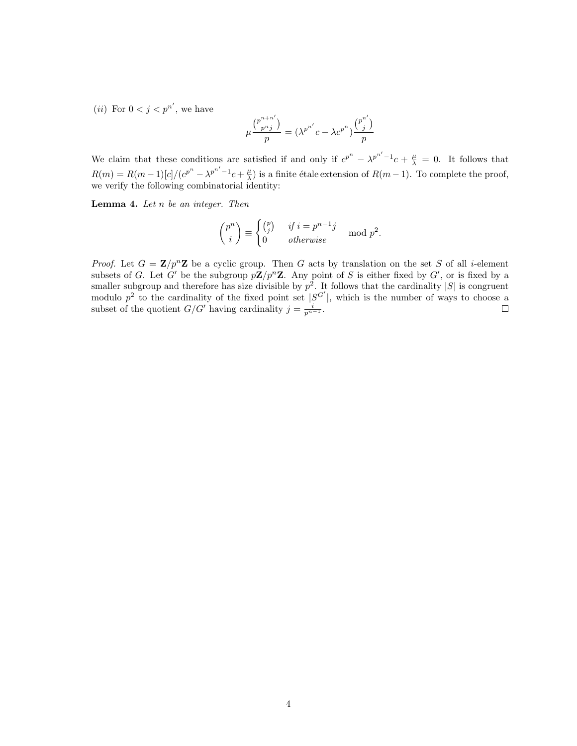$(ii)$ For $0 < j < p^{n'}$, we have

$$\mu \frac{\binom{p^{n+n'}}{p^n j}}{p} = (\lambda^{p^{n'}} c - \lambda c^{p^n}) \frac{\binom{p^{n'}}{j}}{p}$$

We claim that these conditions are satisfied if and only if $c^{p^n} - \lambda^{p^{n'}-1} c + \frac{\mu}{\lambda} = 0$. It follows that $R(m) = R(m-1)[c]/(c^{p^n} - \lambda^{p^{n'}-1} c + \frac{\mu}{\lambda})$ is a finite étale extension of $R(m-1)$. To complete the proof, we verify the following combinatorial identity:

**Lemma 4.** *Let $n$ be an integer. Then*

$$\binom{p^n}{i} \equiv \begin{cases} \binom{p}{j} & \text{if } i = p^{n-1} j \\ 0 & \text{otherwise} \end{cases} \mod p^2.$$

*Proof.* Let $G = \mathbf{Z}/p^n\mathbf{Z}$ be a cyclic group. Then $G$ acts by translation on the set $S$ of all $i$-element subsets of $G$. Let $G'$ be the subgroup $p\mathbf{Z}/p^n\mathbf{Z}$. Any point of $S$ is either fixed by $G'$, or is fixed by a smaller subgroup and therefore has size divisible by $p^2$. It follows that the cardinality $|S|$ is congruent modulo $p^2$ to the cardinality of the fixed point set $|S^{G'}|$, which is the number of ways to choose a subset of the quotient $G/G'$ having cardinality $j = \frac{i}{p^{n-1}}$. $\square$